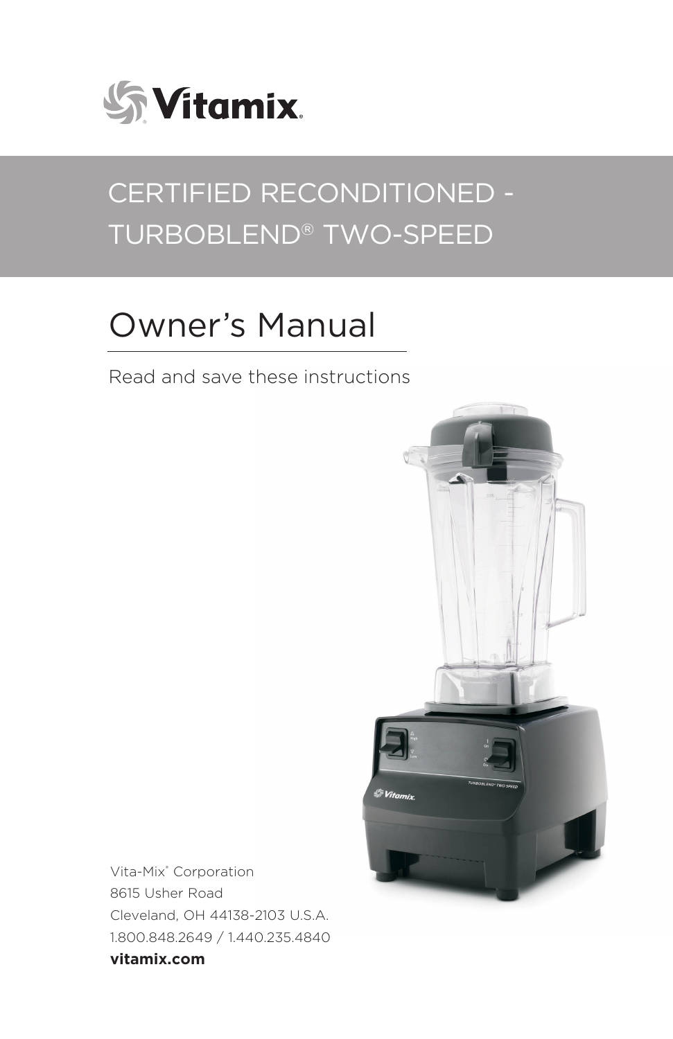Vitamix®

# CERTIFIED RECONDITIONED - TURBOBLEND® TWO-SPEED

## Owner's Manual

Read and save these instructions

Vita-Mix® Corporation
8615 Usher Road
Cleveland, OH 44138-2103 U.S.A.
1.800.848.2649 / 1.440.235.4840
**vitamix.com**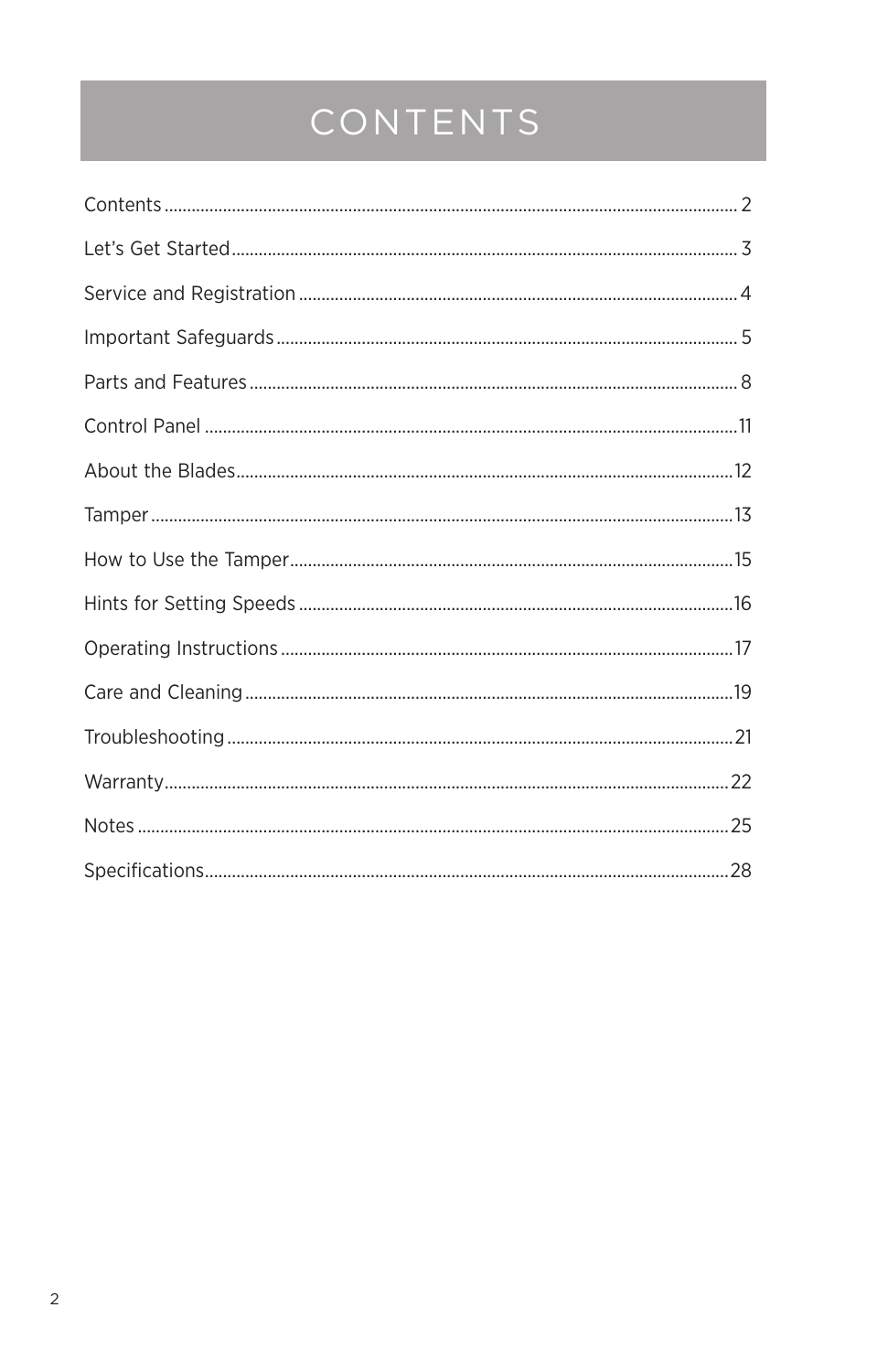# CONTENTS

Contents ..................................................... 2

Let's Get Started ..................................................... 3

Service and Registration ..................................................... 4

Important Safeguards ..................................................... 5

Parts and Features ..................................................... 8

Control Panel ..................................................... 11

About the Blades ..................................................... 12

Tamper ..................................................... 13

How to Use the Tamper ..................................................... 15

Hints for Setting Speeds ..................................................... 16

Operating Instructions ..................................................... 17

Care and Cleaning ..................................................... 19

Troubleshooting ..................................................... 21

Warranty ..................................................... 22

Notes ..................................................... 25

Specifications ..................................................... 28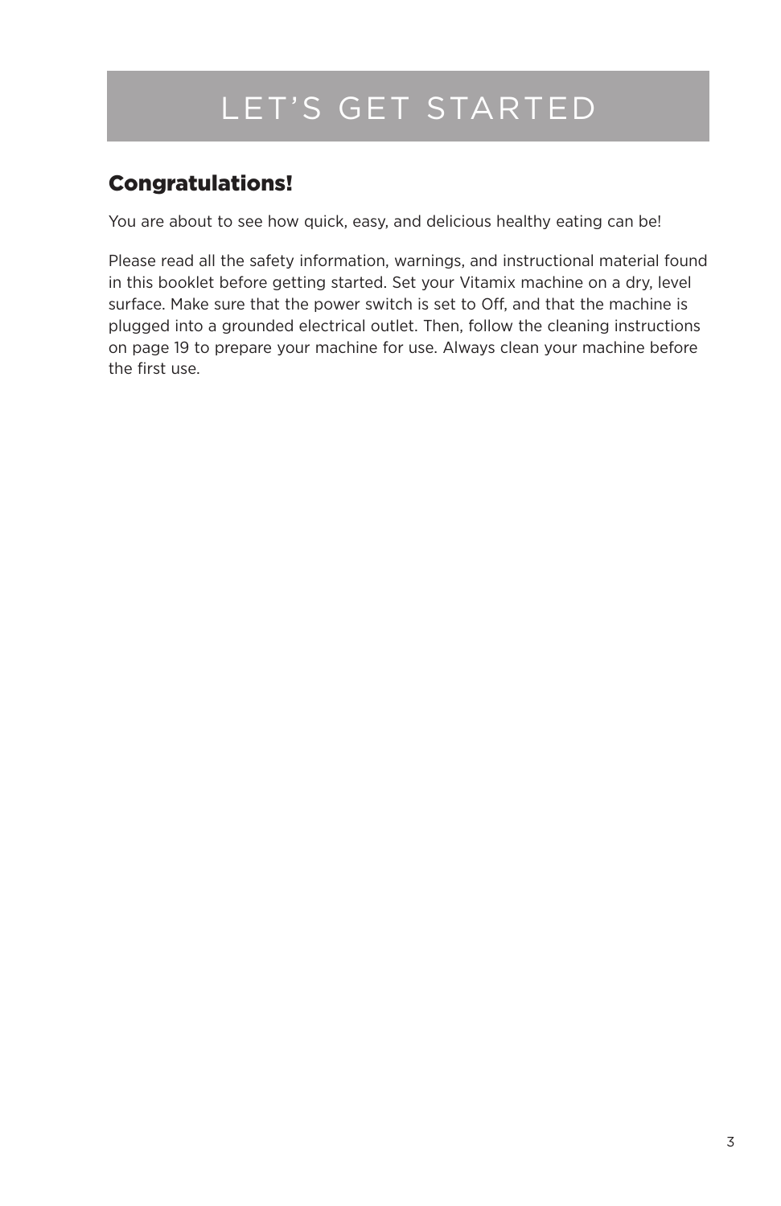# LET'S GET STARTED

## Congratulations!

You are about to see how quick, easy, and delicious healthy eating can be!

Please read all the safety information, warnings, and instructional material found in this booklet before getting started. Set your Vitamix machine on a dry, level surface. Make sure that the power switch is set to Off, and that the machine is plugged into a grounded electrical outlet. Then, follow the cleaning instructions on page 19 to prepare your machine for use. Always clean your machine before the first use.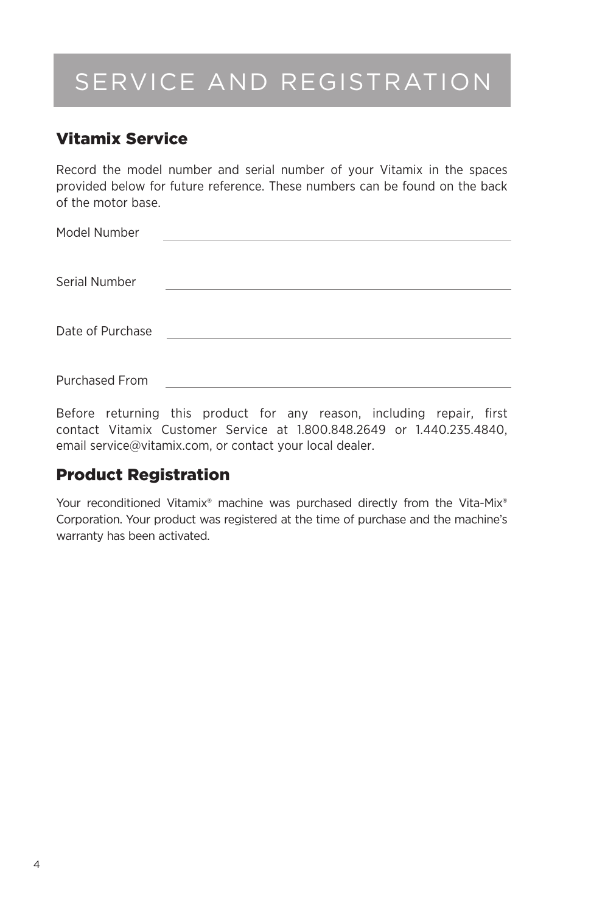# SERVICE AND REGISTRATION

## Vitamix Service

Record the model number and serial number of your Vitamix in the spaces provided below for future reference. These numbers can be found on the back of the motor base.

Model Number ______________________________

Serial Number ______________________________

Date of Purchase ______________________________

Purchased From ______________________________

Before returning this product for any reason, including repair, first contact Vitamix Customer Service at 1.800.848.2649 or 1.440.235.4840, email service@vitamix.com, or contact your local dealer.

## Product Registration

Your reconditioned Vitamix® machine was purchased directly from the Vita-Mix® Corporation. Your product was registered at the time of purchase and the machine's warranty has been activated.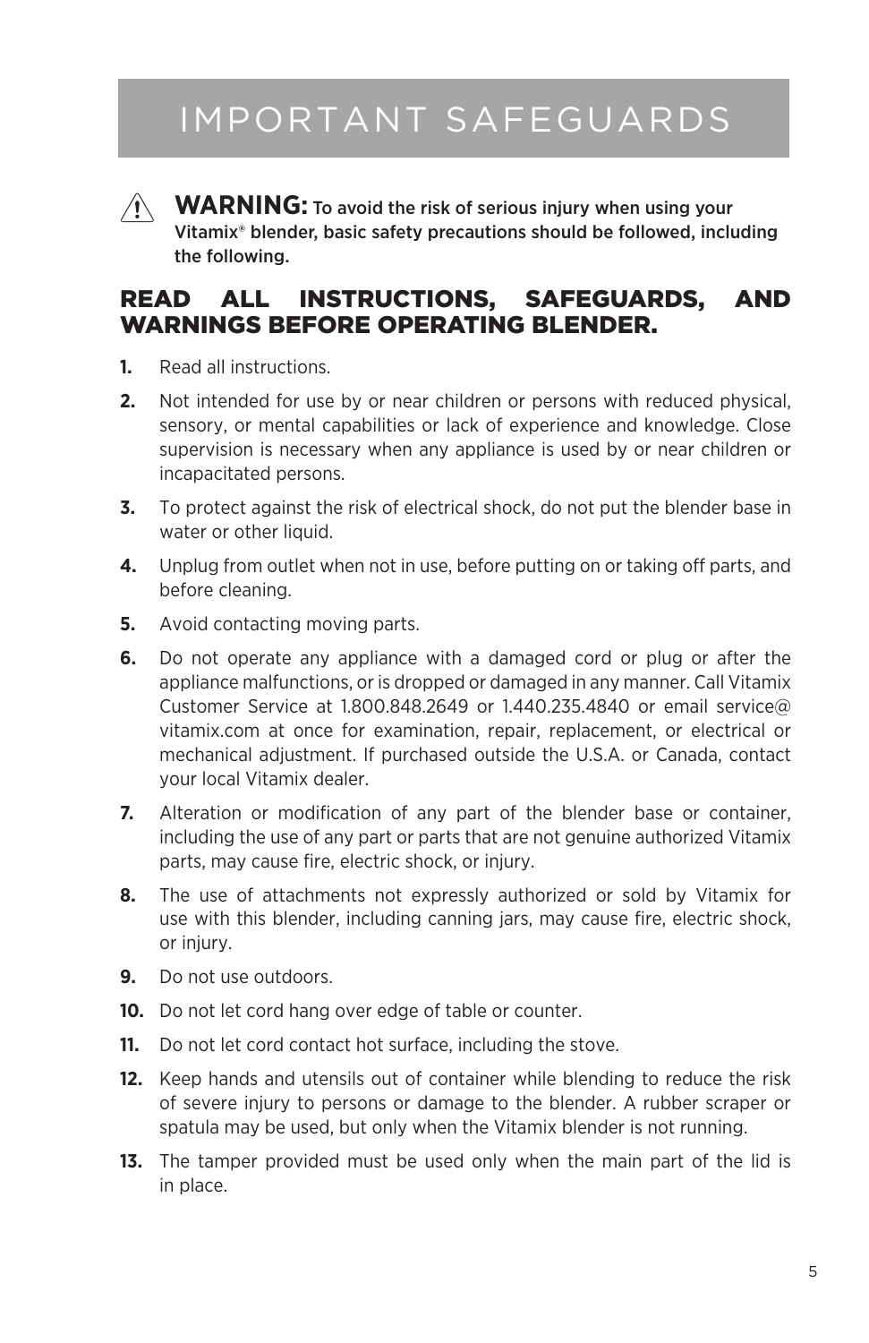# IMPORTANT SAFEGUARDS

⚠ **WARNING:** To avoid the risk of serious injury when using your Vitamix® blender, basic safety precautions should be followed, including the following.

## READ ALL INSTRUCTIONS, SAFEGUARDS, AND WARNINGS BEFORE OPERATING BLENDER.

1. Read all instructions.
2. Not intended for use by or near children or persons with reduced physical, sensory, or mental capabilities or lack of experience and knowledge. Close supervision is necessary when any appliance is used by or near children or incapacitated persons.
3. To protect against the risk of electrical shock, do not put the blender base in water or other liquid.
4. Unplug from outlet when not in use, before putting on or taking off parts, and before cleaning.
5. Avoid contacting moving parts.
6. Do not operate any appliance with a damaged cord or plug or after the appliance malfunctions, or is dropped or damaged in any manner. Call Vitamix Customer Service at 1.800.848.2649 or 1.440.235.4840 or email service@vitamix.com at once for examination, repair, replacement, or electrical or mechanical adjustment. If purchased outside the U.S.A. or Canada, contact your local Vitamix dealer.
7. Alteration or modification of any part of the blender base or container, including the use of any part or parts that are not genuine authorized Vitamix parts, may cause fire, electric shock, or injury.
8. The use of attachments not expressly authorized or sold by Vitamix for use with this blender, including canning jars, may cause fire, electric shock, or injury.
9. Do not use outdoors.
10. Do not let cord hang over edge of table or counter.
11. Do not let cord contact hot surface, including the stove.
12. Keep hands and utensils out of container while blending to reduce the risk of severe injury to persons or damage to the blender. A rubber scraper or spatula may be used, but only when the Vitamix blender is not running.
13. The tamper provided must be used only when the main part of the lid is in place.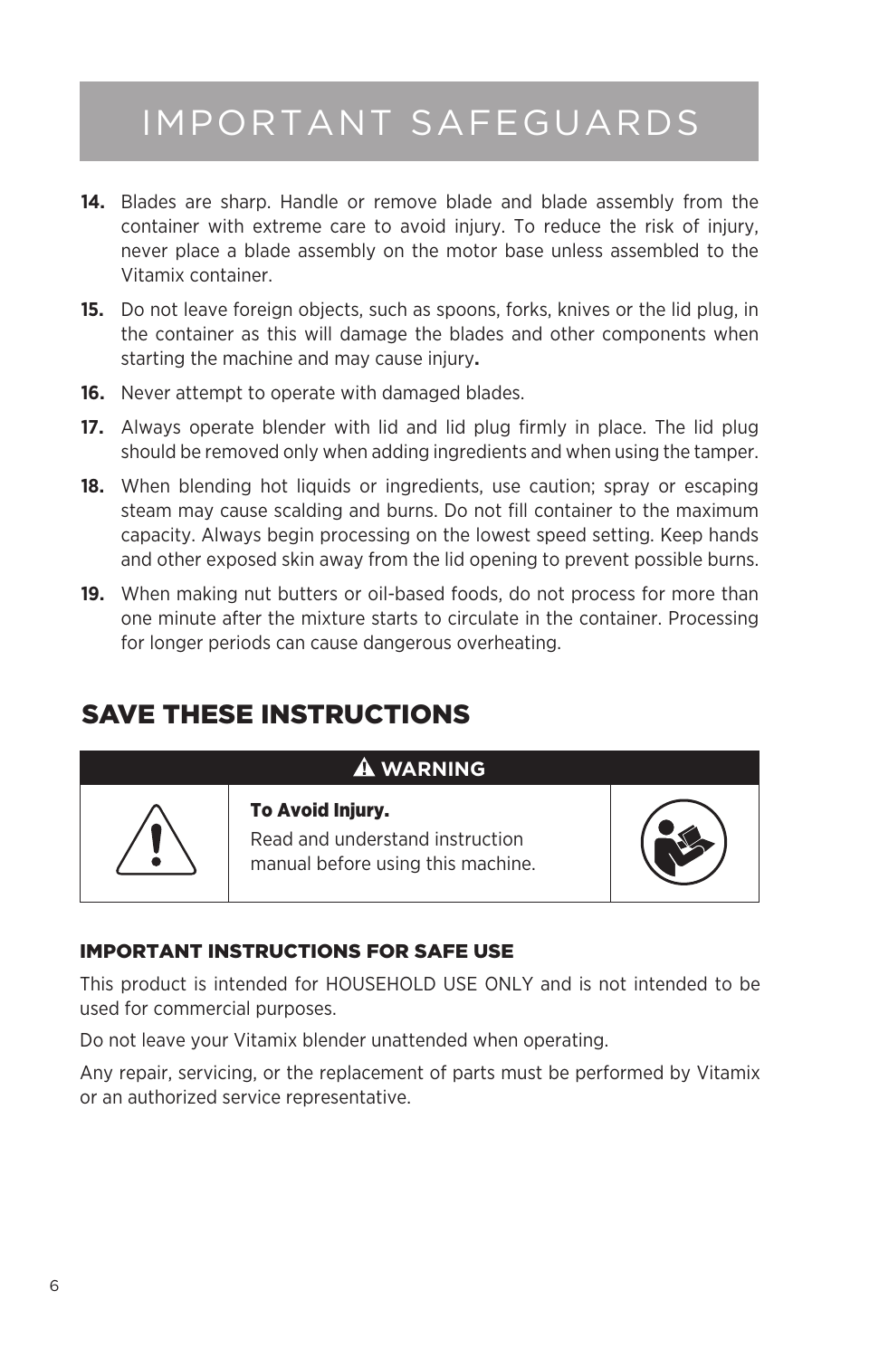# IMPORTANT SAFEGUARDS

**14.** Blades are sharp. Handle or remove blade and blade assembly from the container with extreme care to avoid injury. To reduce the risk of injury, never place a blade assembly on the motor base unless assembled to the Vitamix container.

**15.** Do not leave foreign objects, such as spoons, forks, knives or the lid plug, in the container as this will damage the blades and other components when starting the machine and may cause injury**.**

**16.** Never attempt to operate with damaged blades.

**17.** Always operate blender with lid and lid plug firmly in place. The lid plug should be removed only when adding ingredients and when using the tamper.

**18.** When blending hot liquids or ingredients, use caution; spray or escaping steam may cause scalding and burns. Do not fill container to the maximum capacity. Always begin processing on the lowest speed setting. Keep hands and other exposed skin away from the lid opening to prevent possible burns.

**19.** When making nut butters or oil-based foods, do not process for more than one minute after the mixture starts to circulate in the container. Processing for longer periods can cause dangerous overheating.

## SAVE THESE INSTRUCTIONS

**⚠ WARNING**

**To Avoid Injury.**

Read and understand instruction manual before using this machine.

### IMPORTANT INSTRUCTIONS FOR SAFE USE

This product is intended for HOUSEHOLD USE ONLY and is not intended to be used for commercial purposes.

Do not leave your Vitamix blender unattended when operating.

Any repair, servicing, or the replacement of parts must be performed by Vitamix or an authorized service representative.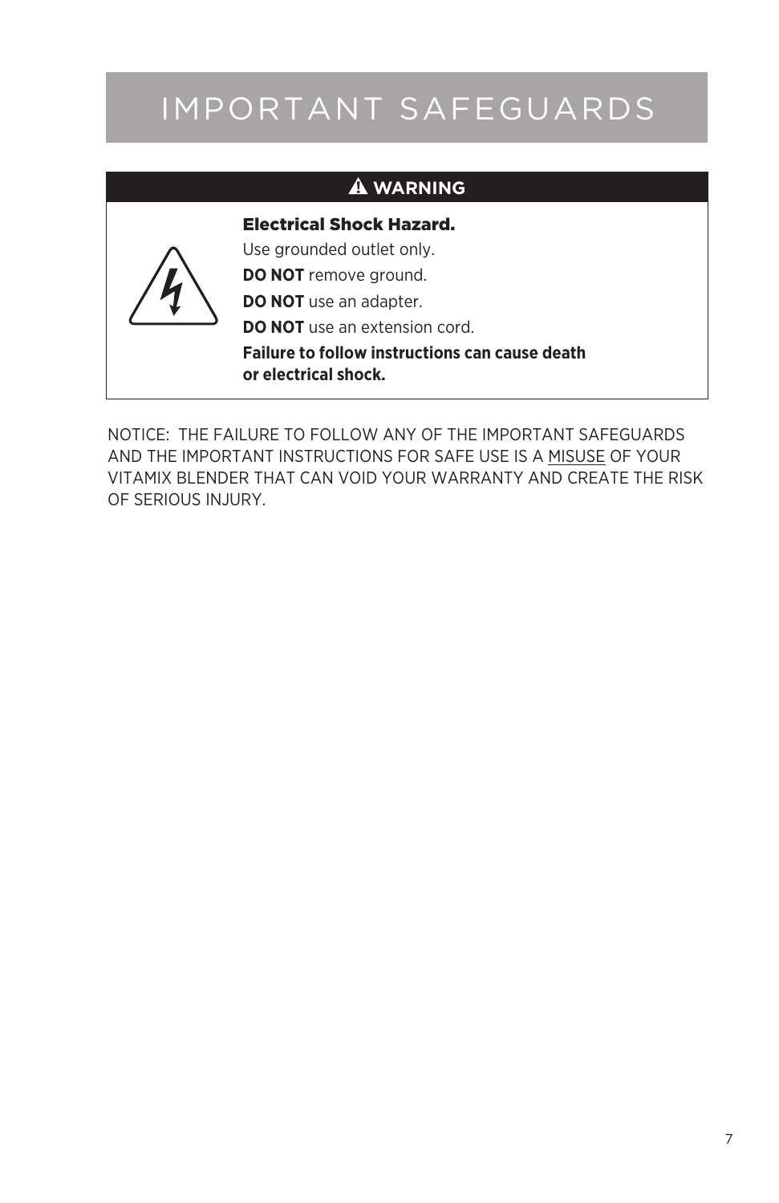# IMPORTANT SAFEGUARDS

**⚠ WARNING**

**Electrical Shock Hazard.**

Use grounded outlet only.

**DO NOT** remove ground.

**DO NOT** use an adapter.

**DO NOT** use an extension cord.

**Failure to follow instructions can cause death or electrical shock.**

NOTICE: THE FAILURE TO FOLLOW ANY OF THE IMPORTANT SAFEGUARDS AND THE IMPORTANT INSTRUCTIONS FOR SAFE USE IS A MISUSE OF YOUR VITAMIX BLENDER THAT CAN VOID YOUR WARRANTY AND CREATE THE RISK OF SERIOUS INJURY.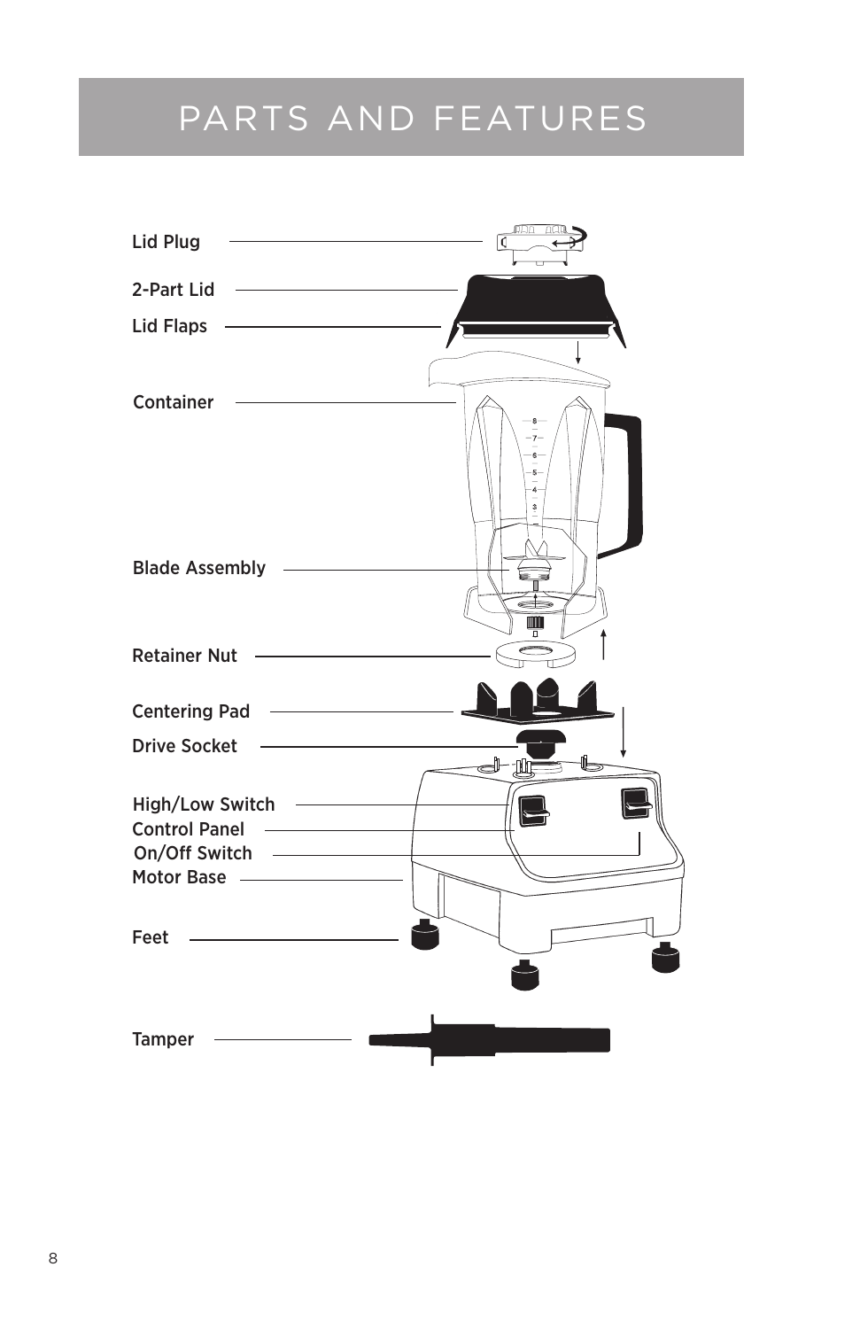# PARTS AND FEATURES

Lid Plug

2-Part Lid

Lid Flaps

Container

Blade Assembly

Retainer Nut

Centering Pad

Drive Socket

High/Low Switch

Control Panel

On/Off Switch

Motor Base

Feet

Tamper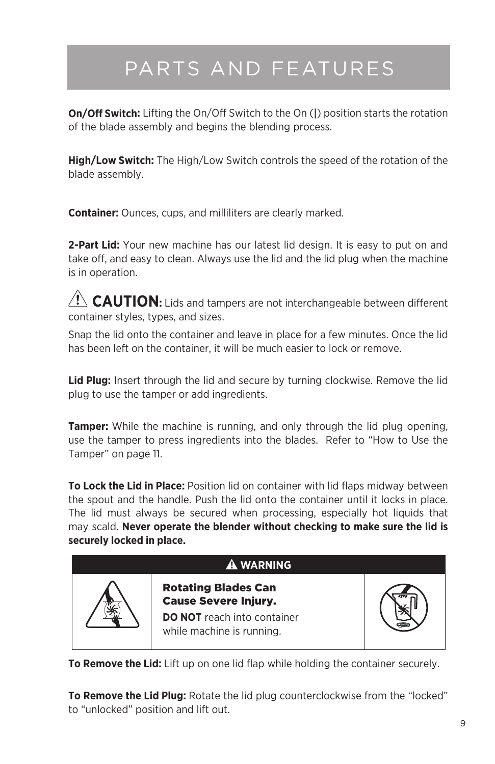# PARTS AND FEATURES

**On/Off Switch:** Lifting the On/Off Switch to the On (|) position starts the rotation of the blade assembly and begins the blending process.

**High/Low Switch:** The High/Low Switch controls the speed of the rotation of the blade assembly.

**Container:** Ounces, cups, and milliliters are clearly marked.

**2-Part Lid:** Your new machine has our latest lid design. It is easy to put on and take off, and easy to clean. Always use the lid and the lid plug when the machine is in operation.

⚠ **CAUTION:** Lids and tampers are not interchangeable between different container styles, types, and sizes.

Snap the lid onto the container and leave in place for a few minutes. Once the lid has been left on the container, it will be much easier to lock or remove.

**Lid Plug:** Insert through the lid and secure by turning clockwise. Remove the lid plug to use the tamper or add ingredients.

**Tamper:** While the machine is running, and only through the lid plug opening, use the tamper to press ingredients into the blades. Refer to "How to Use the Tamper" on page 11.

**To Lock the Lid in Place:** Position lid on container with lid flaps midway between the spout and the handle. Push the lid onto the container until it locks in place. The lid must always be secured when processing, especially hot liquids that may scald. **Never operate the blender without checking to make sure the lid is securely locked in place.**

**⚠ WARNING**

**Rotating Blades Can Cause Severe Injury.**

**DO NOT** reach into container while machine is running.

**To Remove the Lid:** Lift up on one lid flap while holding the container securely.

**To Remove the Lid Plug:** Rotate the lid plug counterclockwise from the "locked" to "unlocked" position and lift out.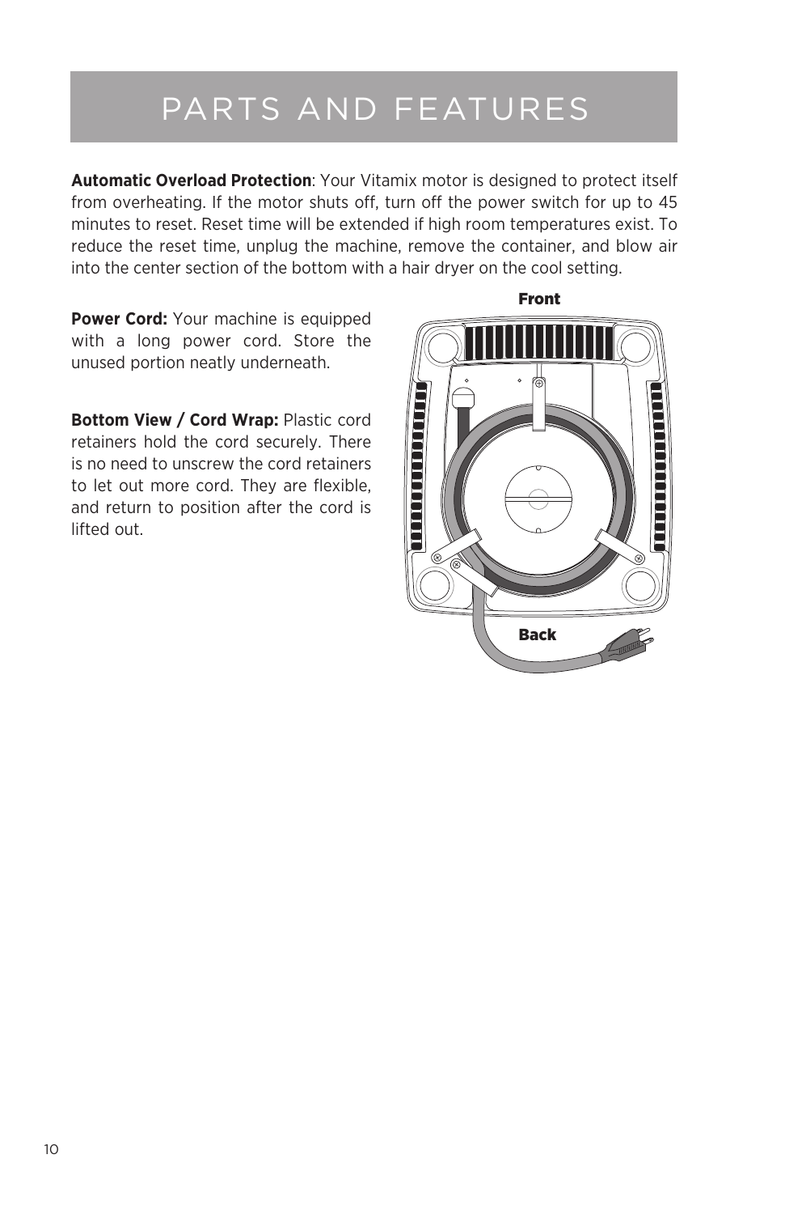# PARTS AND FEATURES

**Automatic Overload Protection**: Your Vitamix motor is designed to protect itself from overheating. If the motor shuts off, turn off the power switch for up to 45 minutes to reset. Reset time will be extended if high room temperatures exist. To reduce the reset time, unplug the machine, remove the container, and blow air into the center section of the bottom with a hair dryer on the cool setting.

**Power Cord:** Your machine is equipped with a long power cord. Store the unused portion neatly underneath.

**Bottom View / Cord Wrap:** Plastic cord retainers hold the cord securely. There is no need to unscrew the cord retainers to let out more cord. They are flexible, and return to position after the cord is lifted out.

Front

Back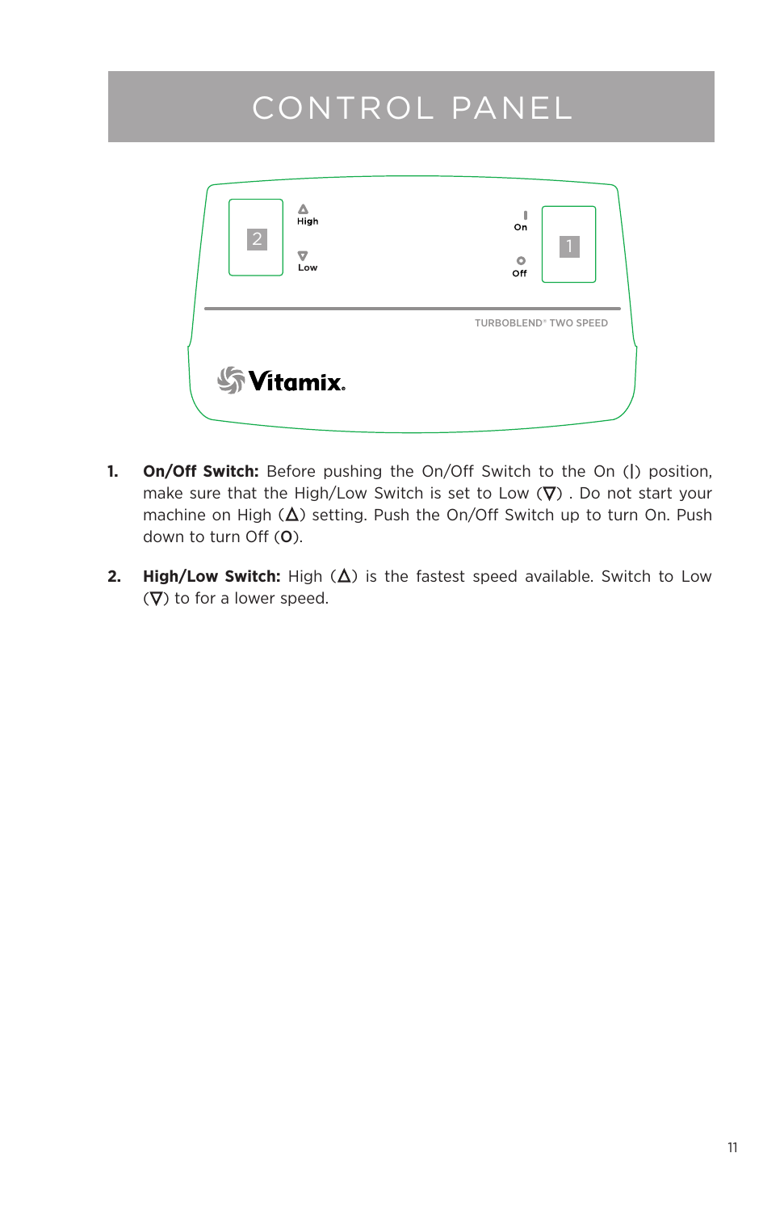# CONTROL PANEL

1. **On/Off Switch:** Before pushing the On/Off Switch to the On (|) position, make sure that the High/Low Switch is set to Low (∇) . Do not start your machine on High (Δ) setting. Push the On/Off Switch up to turn On. Push down to turn Off (**O**).

2. **High/Low Switch:** High (Δ) is the fastest speed available. Switch to Low (∇) to for a lower speed.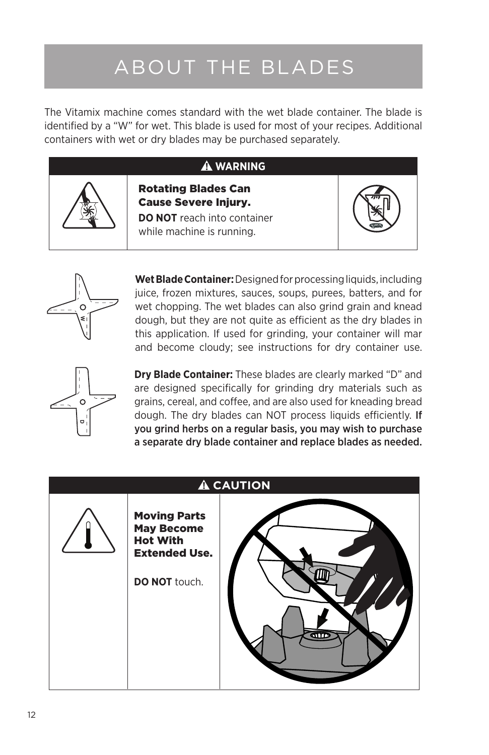# ABOUT THE BLADES

The Vitamix machine comes standard with the wet blade container. The blade is identified by a "W" for wet. This blade is used for most of your recipes. Additional containers with wet or dry blades may be purchased separately.

**⚠ WARNING**

**Rotating Blades Can Cause Severe Injury.**

**DO NOT** reach into container while machine is running.

**Wet Blade Container:** Designed for processing liquids, including juice, frozen mixtures, sauces, soups, purees, batters, and for wet chopping. The wet blades can also grind grain and knead dough, but they are not quite as efficient as the dry blades in this application. If used for grinding, your container will mar and become cloudy; see instructions for dry container use.

**Dry Blade Container:** These blades are clearly marked "D" and are designed specifically for grinding dry materials such as grains, cereal, and coffee, and are also used for kneading bread dough. The dry blades can NOT process liquids efficiently. **If you grind herbs on a regular basis, you may wish to purchase a separate dry blade container and replace blades as needed.**

**⚠ CAUTION**

**Moving Parts May Become Hot With Extended Use.**

**DO NOT** touch.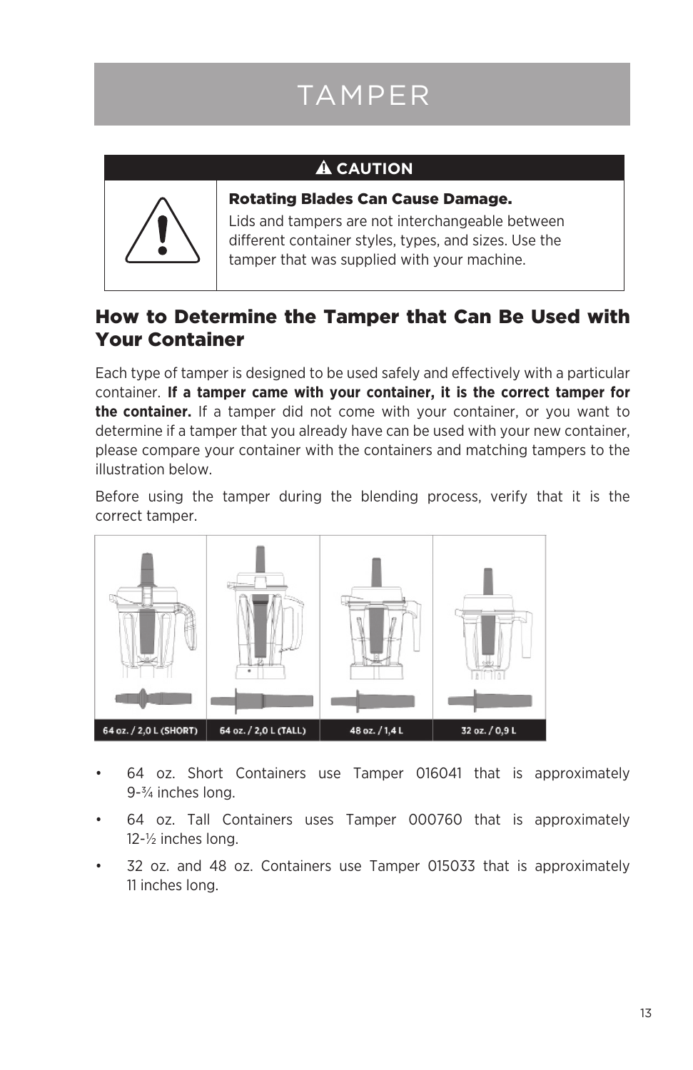# TAMPER

**⚠ CAUTION**

**Rotating Blades Can Cause Damage.**
Lids and tampers are not interchangeable between different container styles, types, and sizes. Use the tamper that was supplied with your machine.

## How to Determine the Tamper that Can Be Used with Your Container

Each type of tamper is designed to be used safely and effectively with a particular container. **If a tamper came with your container, it is the correct tamper for the container.** If a tamper did not come with your container, or you want to determine if a tamper that you already have can be used with your new container, please compare your container with the containers and matching tampers to the illustration below.

Before using the tamper during the blending process, verify that it is the correct tamper.

64 oz. / 2,0 L (SHORT) | 64 oz. / 2,0 L (TALL) | 48 oz. / 1,4 L | 32 oz. / 0,9 L

- 64 oz. Short Containers use Tamper 016041 that is approximately 9-¾ inches long.
- 64 oz. Tall Containers uses Tamper 000760 that is approximately 12-½ inches long.
- 32 oz. and 48 oz. Containers use Tamper 015033 that is approximately 11 inches long.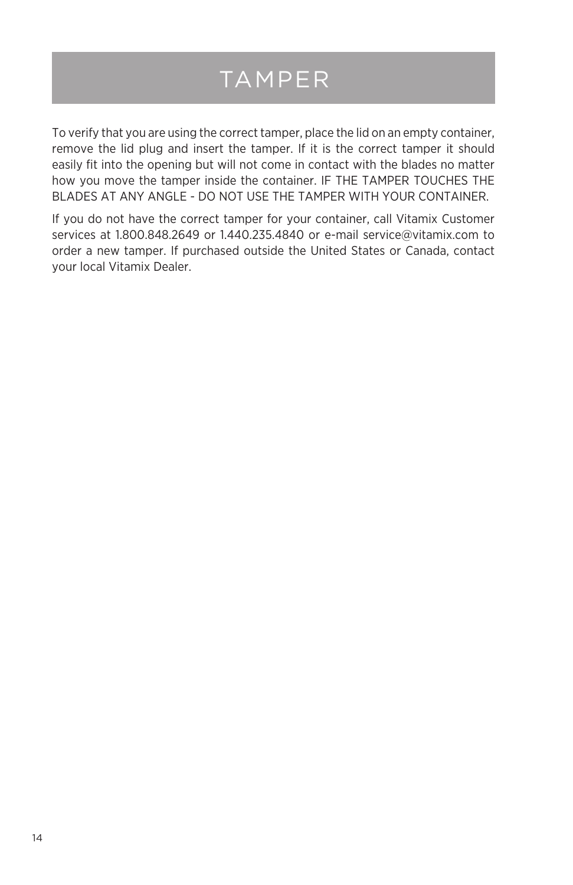# TAMPER

To verify that you are using the correct tamper, place the lid on an empty container, remove the lid plug and insert the tamper. If it is the correct tamper it should easily fit into the opening but will not come in contact with the blades no matter how you move the tamper inside the container. IF THE TAMPER TOUCHES THE BLADES AT ANY ANGLE - DO NOT USE THE TAMPER WITH YOUR CONTAINER.

If you do not have the correct tamper for your container, call Vitamix Customer services at 1.800.848.2649 or 1.440.235.4840 or e-mail service@vitamix.com to order a new tamper. If purchased outside the United States or Canada, contact your local Vitamix Dealer.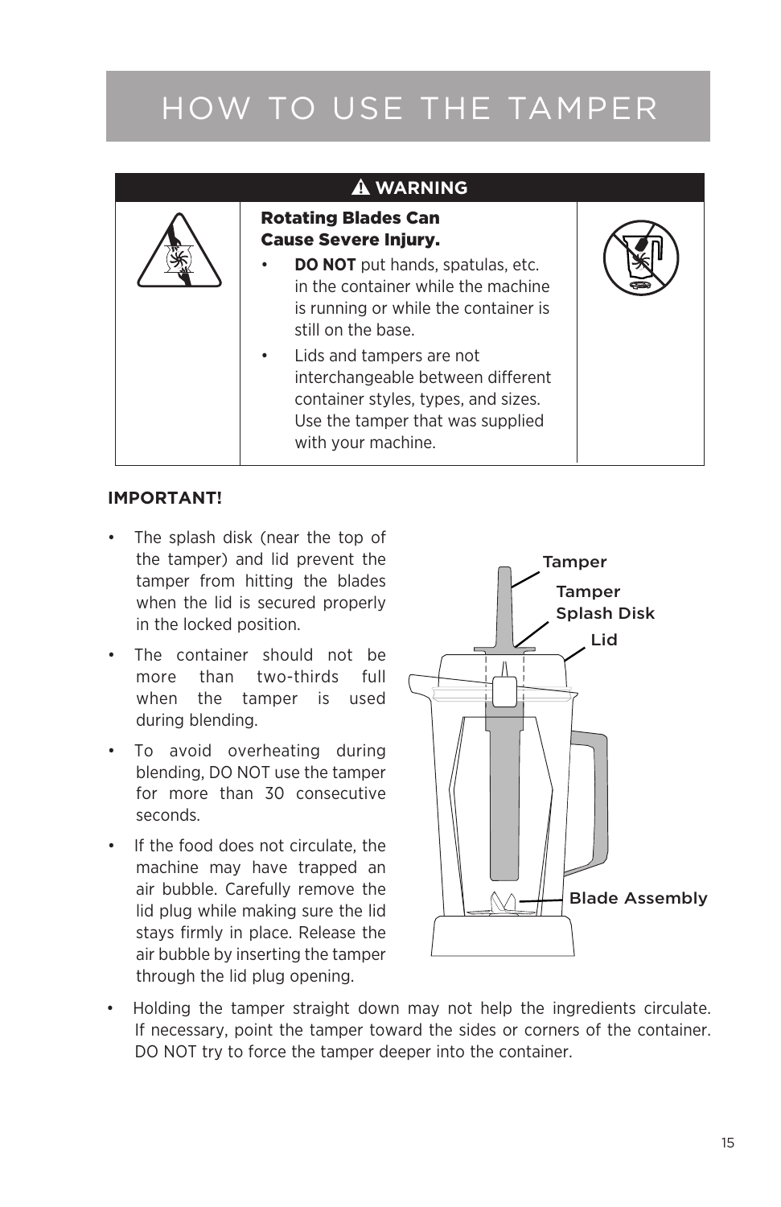# HOW TO USE THE TAMPER

**⚠ WARNING**

**Rotating Blades Can Cause Severe Injury.**

- **DO NOT** put hands, spatulas, etc. in the container while the machine is running or while the container is still on the base.
- Lids and tampers are not interchangeable between different container styles, types, and sizes. Use the tamper that was supplied with your machine.

**IMPORTANT!**

- The splash disk (near the top of the tamper) and lid prevent the tamper from hitting the blades when the lid is secured properly in the locked position.
- The container should not be more than two-thirds full when the tamper is used during blending.
- To avoid overheating during blending, DO NOT use the tamper for more than 30 consecutive seconds.
- If the food does not circulate, the machine may have trapped an air bubble. Carefully remove the lid plug while making sure the lid stays firmly in place. Release the air bubble by inserting the tamper through the lid plug opening.
- Holding the tamper straight down may not help the ingredients circulate. If necessary, point the tamper toward the sides or corners of the container. DO NOT try to force the tamper deeper into the container.

Tamper
Tamper Splash Disk
Lid
Blade Assembly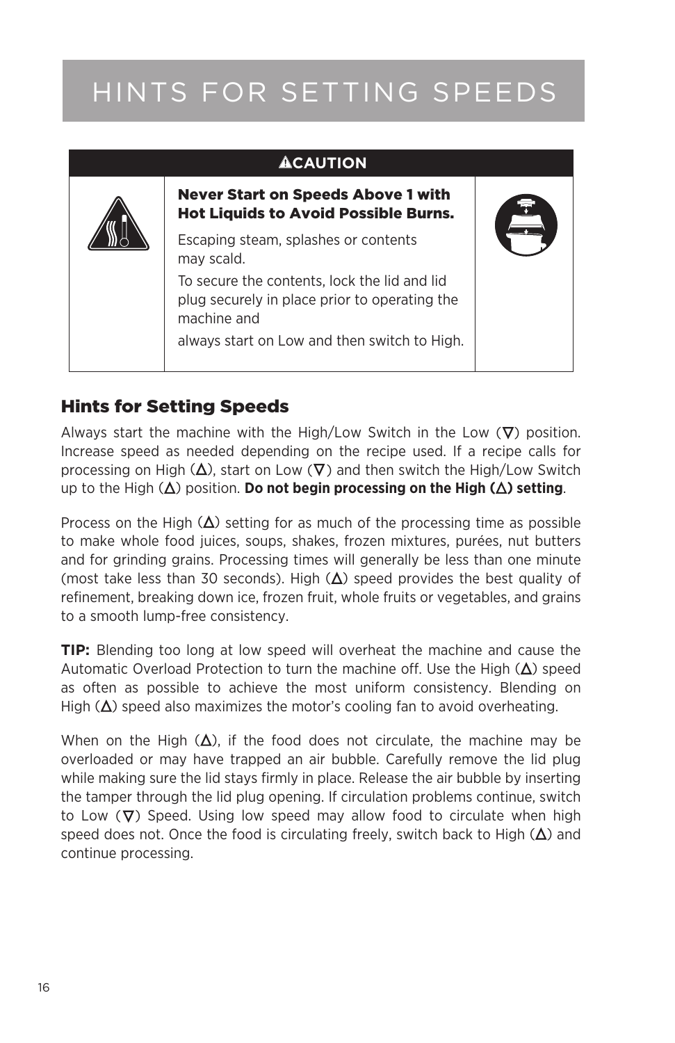# HINTS FOR SETTING SPEEDS

| ⚠CAUTION |
| --- |
| **Never Start on Speeds Above 1 with Hot Liquids to Avoid Possible Burns.**<br><br>Escaping steam, splashes or contents may scald.<br><br>To secure the contents, lock the lid and lid plug securely in place prior to operating the machine and<br><br>always start on Low and then switch to High. |

## Hints for Setting Speeds

Always start the machine with the High/Low Switch in the Low (∇) position. Increase speed as needed depending on the recipe used. If a recipe calls for processing on High (Δ), start on Low (∇) and then switch the High/Low Switch up to the High (Δ) position. **Do not begin processing on the High (Δ) setting**.

Process on the High (Δ) setting for as much of the processing time as possible to make whole food juices, soups, shakes, frozen mixtures, purées, nut butters and for grinding grains. Processing times will generally be less than one minute (most take less than 30 seconds). High (Δ) speed provides the best quality of refinement, breaking down ice, frozen fruit, whole fruits or vegetables, and grains to a smooth lump-free consistency.

**TIP:** Blending too long at low speed will overheat the machine and cause the Automatic Overload Protection to turn the machine off. Use the High (Δ) speed as often as possible to achieve the most uniform consistency. Blending on High (Δ) speed also maximizes the motor's cooling fan to avoid overheating.

When on the High (Δ), if the food does not circulate, the machine may be overloaded or may have trapped an air bubble. Carefully remove the lid plug while making sure the lid stays firmly in place. Release the air bubble by inserting the tamper through the lid plug opening. If circulation problems continue, switch to Low (∇) Speed. Using low speed may allow food to circulate when high speed does not. Once the food is circulating freely, switch back to High (Δ) and continue processing.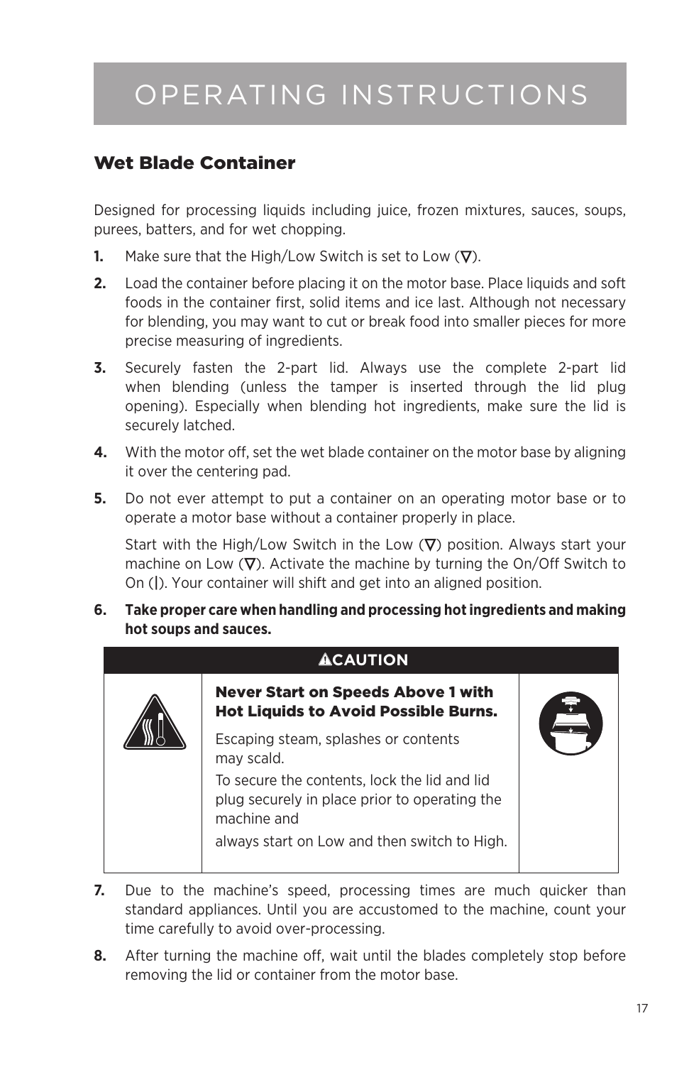# OPERATING INSTRUCTIONS

## Wet Blade Container

Designed for processing liquids including juice, frozen mixtures, sauces, soups, purees, batters, and for wet chopping.

1. Make sure that the High/Low Switch is set to Low (∇).
2. Load the container before placing it on the motor base. Place liquids and soft foods in the container first, solid items and ice last. Although not necessary for blending, you may want to cut or break food into smaller pieces for more precise measuring of ingredients.
3. Securely fasten the 2-part lid. Always use the complete 2-part lid when blending (unless the tamper is inserted through the lid plug opening). Especially when blending hot ingredients, make sure the lid is securely latched.
4. With the motor off, set the wet blade container on the motor base by aligning it over the centering pad.
5. Do not ever attempt to put a container on an operating motor base or to operate a motor base without a container properly in place.

   Start with the High/Low Switch in the Low (∇) position. Always start your machine on Low (∇). Activate the machine by turning the On/Off Switch to On (|). Your container will shift and get into an aligned position.
6. **Take proper care when handling and processing hot ingredients and making hot soups and sauces.**

| ⚠CAUTION |
|---|
| **Never Start on Speeds Above 1 with Hot Liquids to Avoid Possible Burns.**<br>Escaping steam, splashes or contents may scald.<br>To secure the contents, lock the lid and lid plug securely in place prior to operating the machine and<br>always start on Low and then switch to High. |

7. Due to the machine's speed, processing times are much quicker than standard appliances. Until you are accustomed to the machine, count your time carefully to avoid over-processing.
8. After turning the machine off, wait until the blades completely stop before removing the lid or container from the motor base.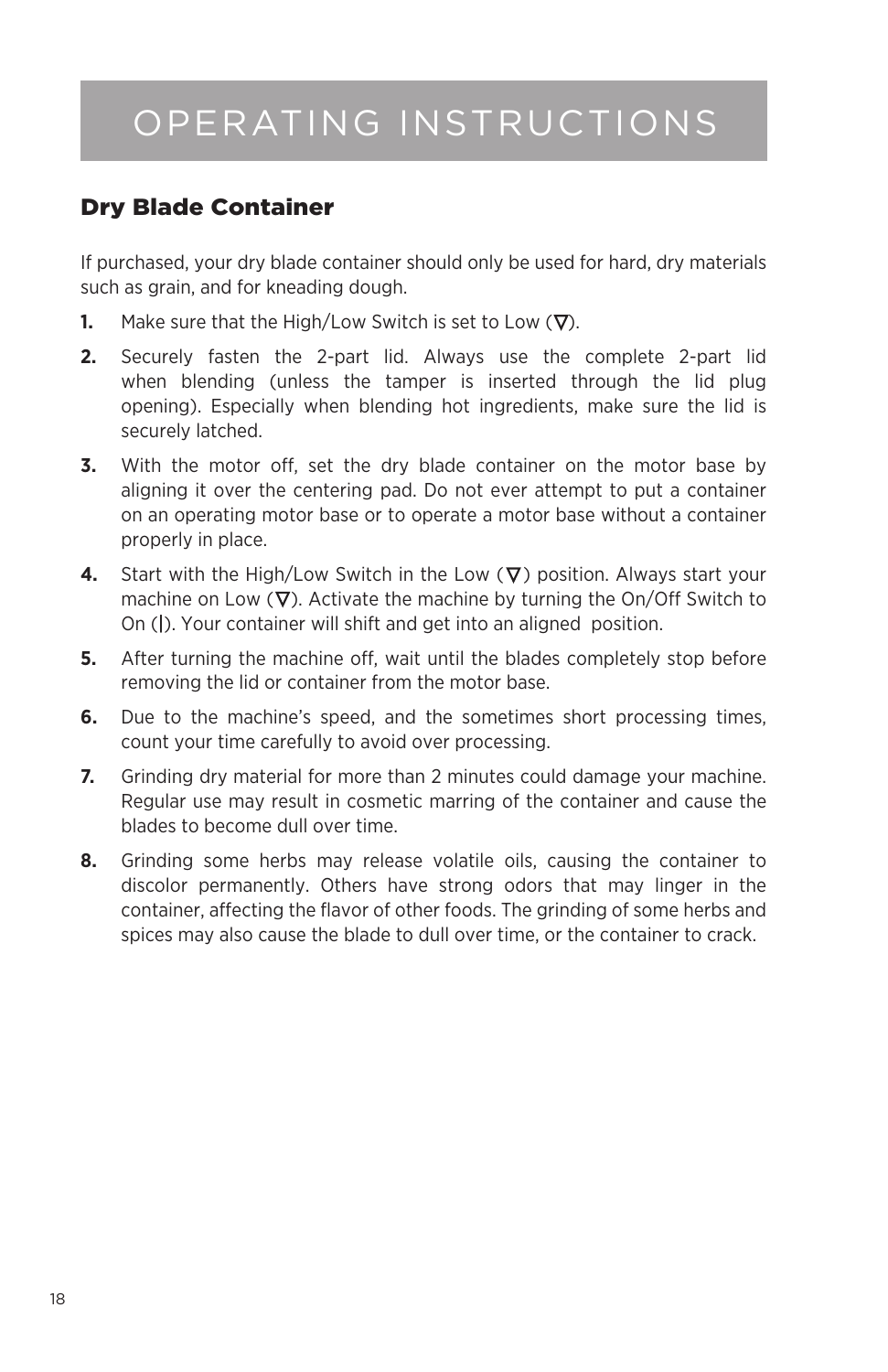# OPERATING INSTRUCTIONS

## Dry Blade Container

If purchased, your dry blade container should only be used for hard, dry materials such as grain, and for kneading dough.

1. Make sure that the High/Low Switch is set to Low (∇).
2. Securely fasten the 2-part lid. Always use the complete 2-part lid when blending (unless the tamper is inserted through the lid plug opening). Especially when blending hot ingredients, make sure the lid is securely latched.
3. With the motor off, set the dry blade container on the motor base by aligning it over the centering pad. Do not ever attempt to put a container on an operating motor base or to operate a motor base without a container properly in place.
4. Start with the High/Low Switch in the Low (∇) position. Always start your machine on Low (∇). Activate the machine by turning the On/Off Switch to On (|). Your container will shift and get into an aligned position.
5. After turning the machine off, wait until the blades completely stop before removing the lid or container from the motor base.
6. Due to the machine's speed, and the sometimes short processing times, count your time carefully to avoid over processing.
7. Grinding dry material for more than 2 minutes could damage your machine. Regular use may result in cosmetic marring of the container and cause the blades to become dull over time.
8. Grinding some herbs may release volatile oils, causing the container to discolor permanently. Others have strong odors that may linger in the container, affecting the flavor of other foods. The grinding of some herbs and spices may also cause the blade to dull over time, or the container to crack.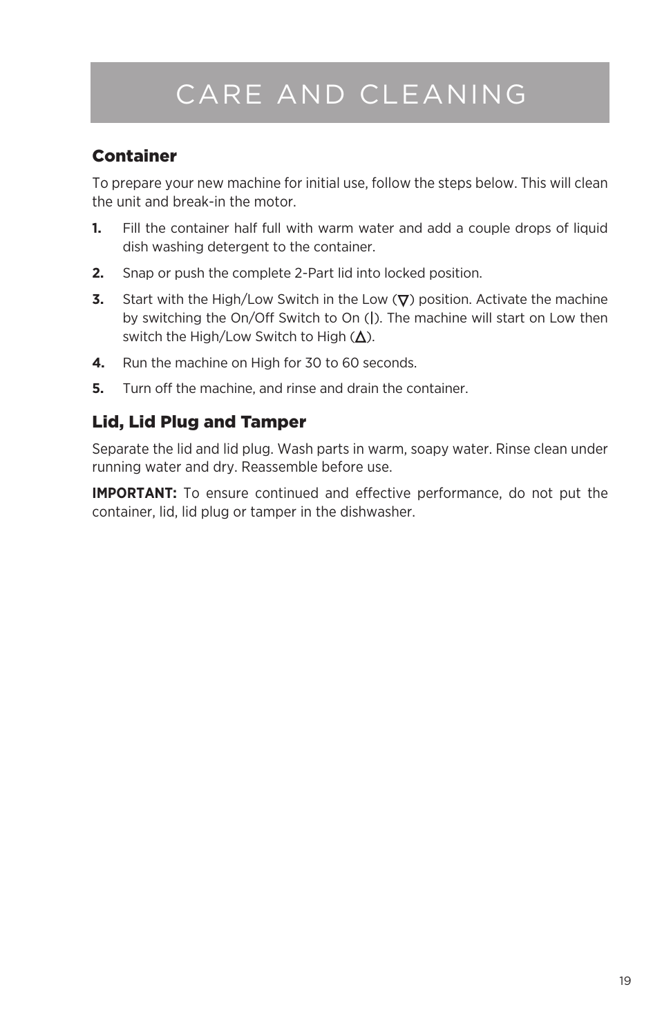# CARE AND CLEANING

## Container

To prepare your new machine for initial use, follow the steps below. This will clean the unit and break-in the motor.

1. Fill the container half full with warm water and add a couple drops of liquid dish washing detergent to the container.
2. Snap or push the complete 2-Part lid into locked position.
3. Start with the High/Low Switch in the Low (▽) position. Activate the machine by switching the On/Off Switch to On (|). The machine will start on Low then switch the High/Low Switch to High (△).
4. Run the machine on High for 30 to 60 seconds.
5. Turn off the machine, and rinse and drain the container.

## Lid, Lid Plug and Tamper

Separate the lid and lid plug. Wash parts in warm, soapy water. Rinse clean under running water and dry. Reassemble before use.

**IMPORTANT:** To ensure continued and effective performance, do not put the container, lid, lid plug or tamper in the dishwasher.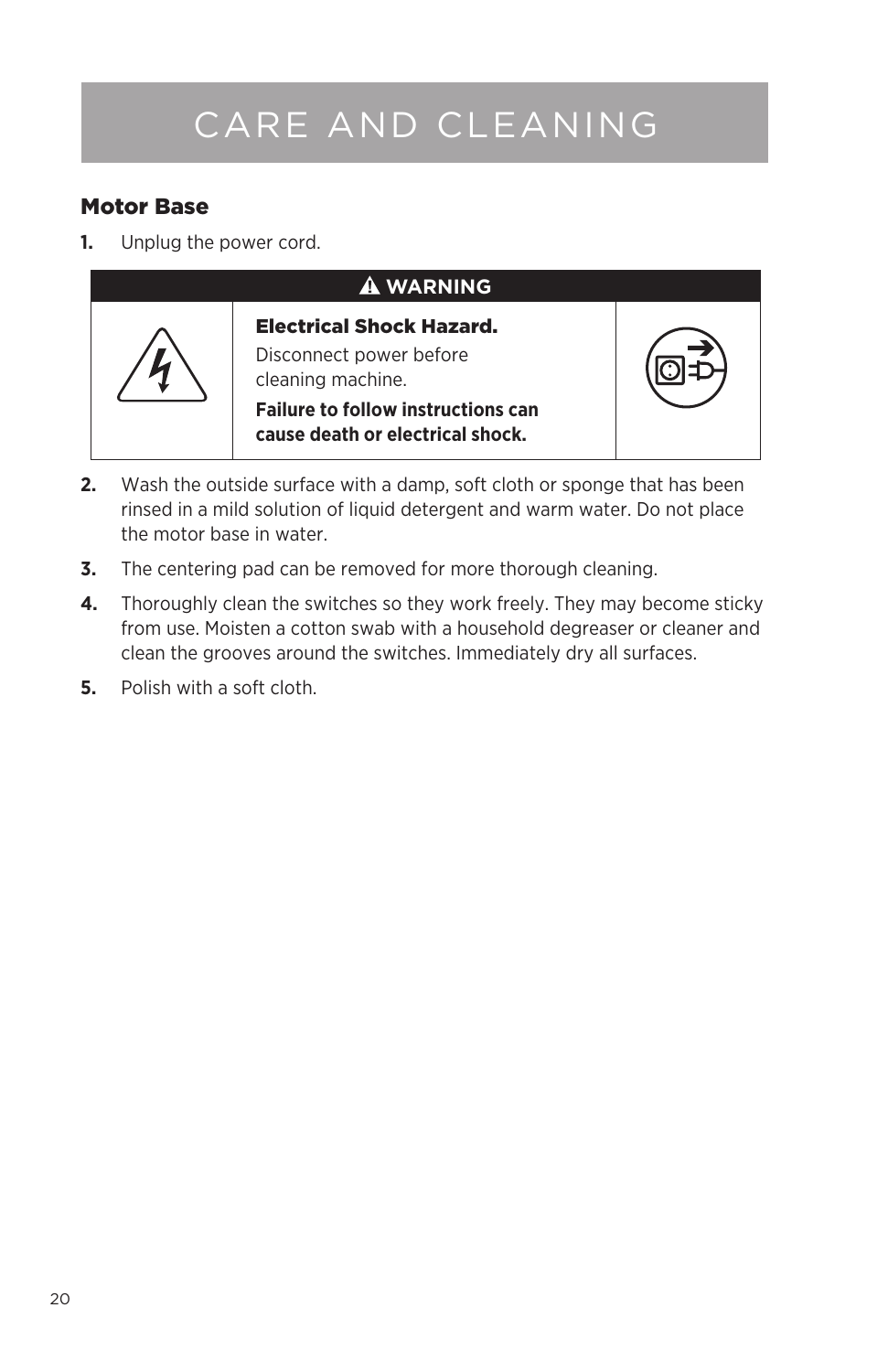# CARE AND CLEANING

## Motor Base

1. Unplug the power cord.

| ⚠ WARNING | | |
|---|---|---|
| | **Electrical Shock Hazard.** Disconnect power before cleaning machine. **Failure to follow instructions can cause death or electrical shock.** | |

2. Wash the outside surface with a damp, soft cloth or sponge that has been rinsed in a mild solution of liquid detergent and warm water. Do not place the motor base in water.
3. The centering pad can be removed for more thorough cleaning.
4. Thoroughly clean the switches so they work freely. They may become sticky from use. Moisten a cotton swab with a household degreaser or cleaner and clean the grooves around the switches. Immediately dry all surfaces.
5. Polish with a soft cloth.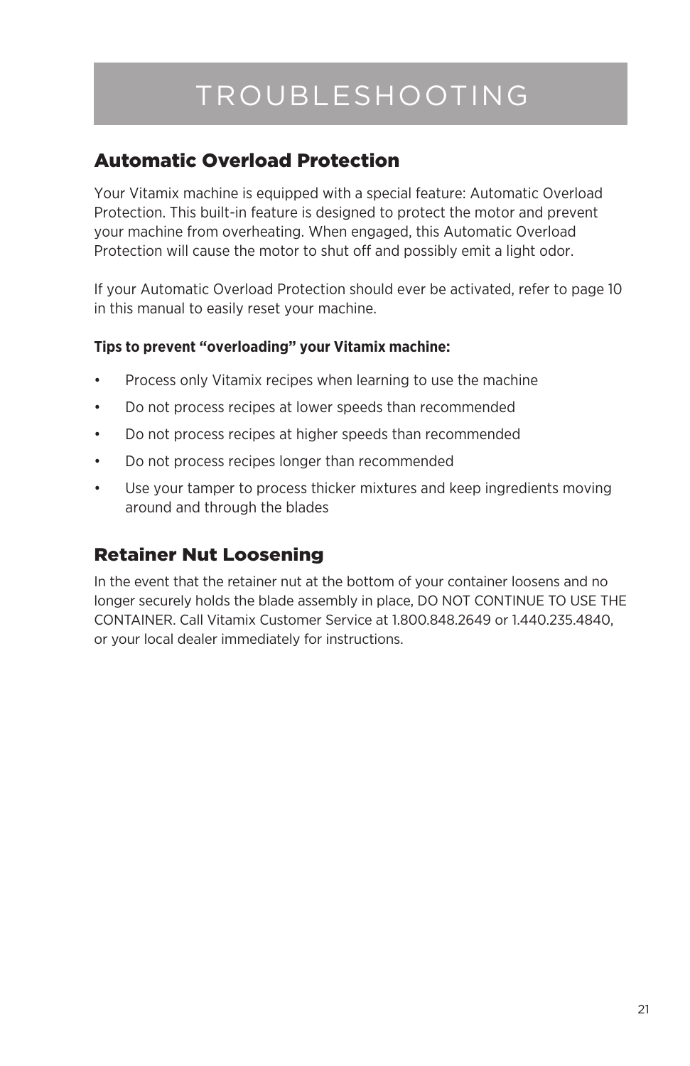# TROUBLESHOOTING

## Automatic Overload Protection

Your Vitamix machine is equipped with a special feature: Automatic Overload Protection. This built-in feature is designed to protect the motor and prevent your machine from overheating. When engaged, this Automatic Overload Protection will cause the motor to shut off and possibly emit a light odor.

If your Automatic Overload Protection should ever be activated, refer to page 10 in this manual to easily reset your machine.

**Tips to prevent "overloading" your Vitamix machine:**

- Process only Vitamix recipes when learning to use the machine
- Do not process recipes at lower speeds than recommended
- Do not process recipes at higher speeds than recommended
- Do not process recipes longer than recommended
- Use your tamper to process thicker mixtures and keep ingredients moving around and through the blades

## Retainer Nut Loosening

In the event that the retainer nut at the bottom of your container loosens and no longer securely holds the blade assembly in place, DO NOT CONTINUE TO USE THE CONTAINER. Call Vitamix Customer Service at 1.800.848.2649 or 1.440.235.4840, or your local dealer immediately for instructions.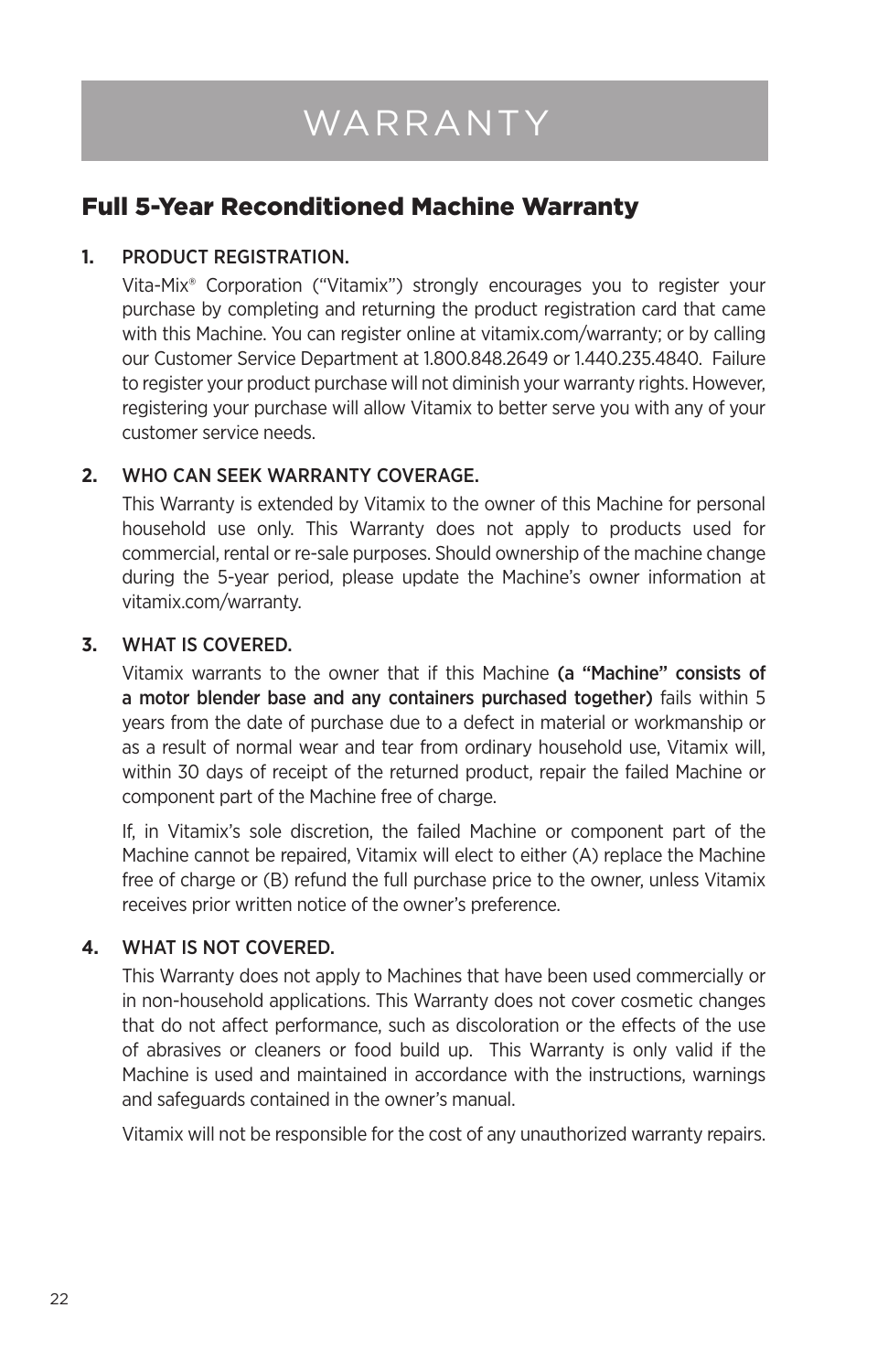# WARRANTY

## Full 5-Year Reconditioned Machine Warranty

1. PRODUCT REGISTRATION.

   Vita-Mix® Corporation ("Vitamix") strongly encourages you to register your purchase by completing and returning the product registration card that came with this Machine. You can register online at vitamix.com/warranty; or by calling our Customer Service Department at 1.800.848.2649 or 1.440.235.4840. Failure to register your product purchase will not diminish your warranty rights. However, registering your purchase will allow Vitamix to better serve you with any of your customer service needs.

2. WHO CAN SEEK WARRANTY COVERAGE.

   This Warranty is extended by Vitamix to the owner of this Machine for personal household use only. This Warranty does not apply to products used for commercial, rental or re-sale purposes. Should ownership of the machine change during the 5-year period, please update the Machine's owner information at vitamix.com/warranty.

3. WHAT IS COVERED.

   Vitamix warrants to the owner that if this Machine **(a "Machine" consists of a motor blender base and any containers purchased together)** fails within 5 years from the date of purchase due to a defect in material or workmanship or as a result of normal wear and tear from ordinary household use, Vitamix will, within 30 days of receipt of the returned product, repair the failed Machine or component part of the Machine free of charge.

   If, in Vitamix's sole discretion, the failed Machine or component part of the Machine cannot be repaired, Vitamix will elect to either (A) replace the Machine free of charge or (B) refund the full purchase price to the owner, unless Vitamix receives prior written notice of the owner's preference.

4. WHAT IS NOT COVERED.

   This Warranty does not apply to Machines that have been used commercially or in non-household applications. This Warranty does not cover cosmetic changes that do not affect performance, such as discoloration or the effects of the use of abrasives or cleaners or food build up. This Warranty is only valid if the Machine is used and maintained in accordance with the instructions, warnings and safeguards contained in the owner's manual.

   Vitamix will not be responsible for the cost of any unauthorized warranty repairs.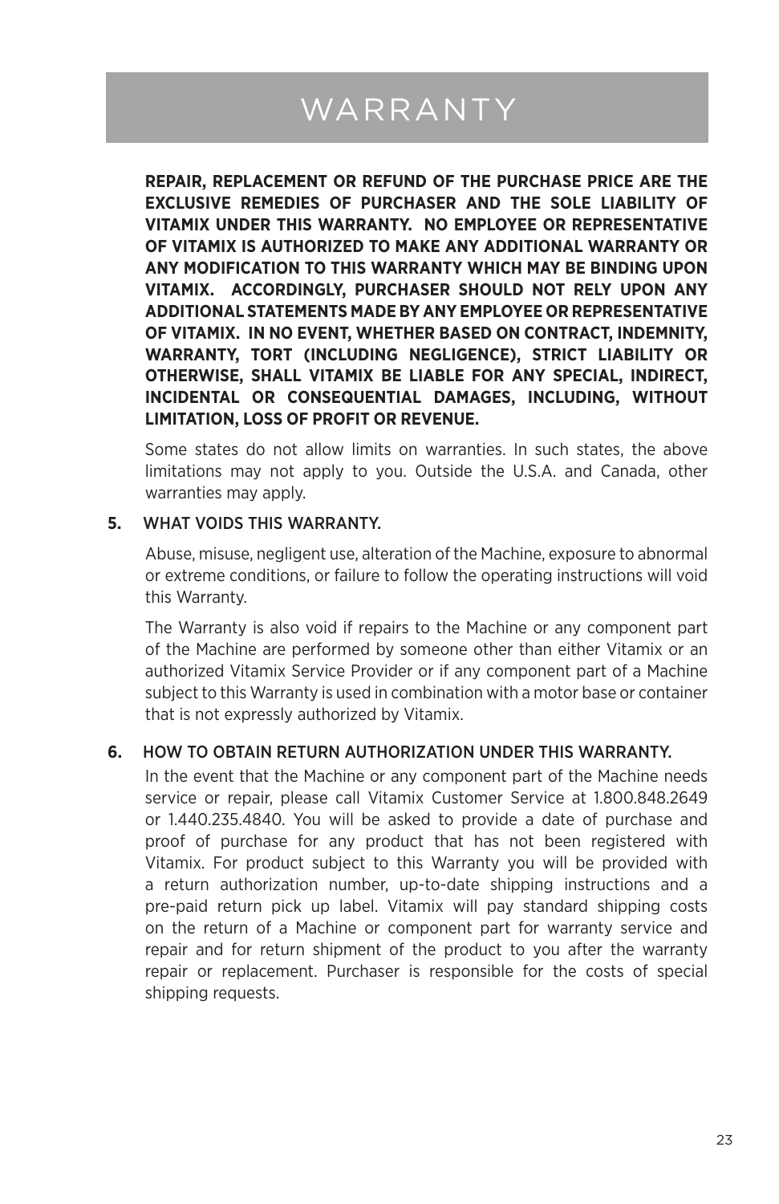# WARRANTY

**REPAIR, REPLACEMENT OR REFUND OF THE PURCHASE PRICE ARE THE EXCLUSIVE REMEDIES OF PURCHASER AND THE SOLE LIABILITY OF VITAMIX UNDER THIS WARRANTY. NO EMPLOYEE OR REPRESENTATIVE OF VITAMIX IS AUTHORIZED TO MAKE ANY ADDITIONAL WARRANTY OR ANY MODIFICATION TO THIS WARRANTY WHICH MAY BE BINDING UPON VITAMIX. ACCORDINGLY, PURCHASER SHOULD NOT RELY UPON ANY ADDITIONAL STATEMENTS MADE BY ANY EMPLOYEE OR REPRESENTATIVE OF VITAMIX. IN NO EVENT, WHETHER BASED ON CONTRACT, INDEMNITY, WARRANTY, TORT (INCLUDING NEGLIGENCE), STRICT LIABILITY OR OTHERWISE, SHALL VITAMIX BE LIABLE FOR ANY SPECIAL, INDIRECT, INCIDENTAL OR CONSEQUENTIAL DAMAGES, INCLUDING, WITHOUT LIMITATION, LOSS OF PROFIT OR REVENUE.**

Some states do not allow limits on warranties. In such states, the above limitations may not apply to you. Outside the U.S.A. and Canada, other warranties may apply.

**5.** WHAT VOIDS THIS WARRANTY.

Abuse, misuse, negligent use, alteration of the Machine, exposure to abnormal or extreme conditions, or failure to follow the operating instructions will void this Warranty.

The Warranty is also void if repairs to the Machine or any component part of the Machine are performed by someone other than either Vitamix or an authorized Vitamix Service Provider or if any component part of a Machine subject to this Warranty is used in combination with a motor base or container that is not expressly authorized by Vitamix.

**6.** HOW TO OBTAIN RETURN AUTHORIZATION UNDER THIS WARRANTY.

In the event that the Machine or any component part of the Machine needs service or repair, please call Vitamix Customer Service at 1.800.848.2649 or 1.440.235.4840. You will be asked to provide a date of purchase and proof of purchase for any product that has not been registered with Vitamix. For product subject to this Warranty you will be provided with a return authorization number, up-to-date shipping instructions and a pre-paid return pick up label. Vitamix will pay standard shipping costs on the return of a Machine or component part for warranty service and repair and for return shipment of the product to you after the warranty repair or replacement. Purchaser is responsible for the costs of special shipping requests.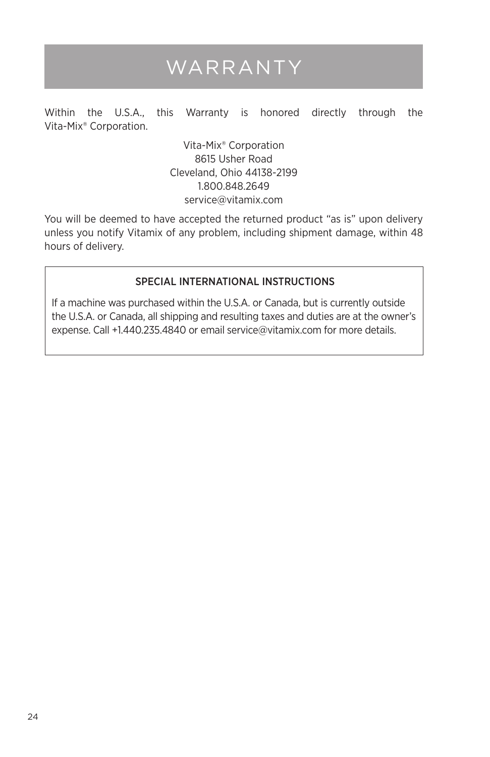# WARRANTY

Within the U.S.A., this Warranty is honored directly through the Vita-Mix® Corporation.

Vita-Mix® Corporation
8615 Usher Road
Cleveland, Ohio 44138-2199
1.800.848.2649
service@vitamix.com

You will be deemed to have accepted the returned product "as is" upon delivery unless you notify Vitamix of any problem, including shipment damage, within 48 hours of delivery.

**SPECIAL INTERNATIONAL INSTRUCTIONS**

If a machine was purchased within the U.S.A. or Canada, but is currently outside the U.S.A. or Canada, all shipping and resulting taxes and duties are at the owner's expense. Call +1.440.235.4840 or email service@vitamix.com for more details.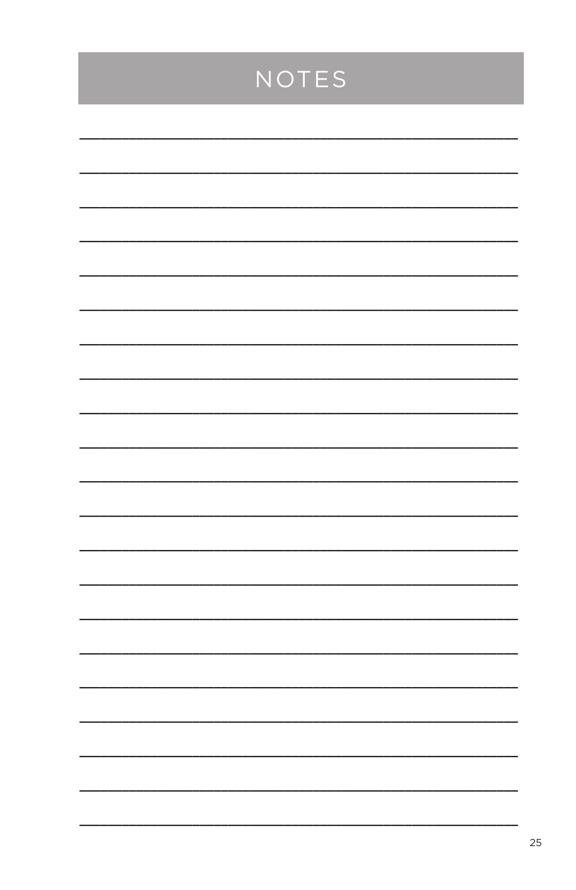# NOTES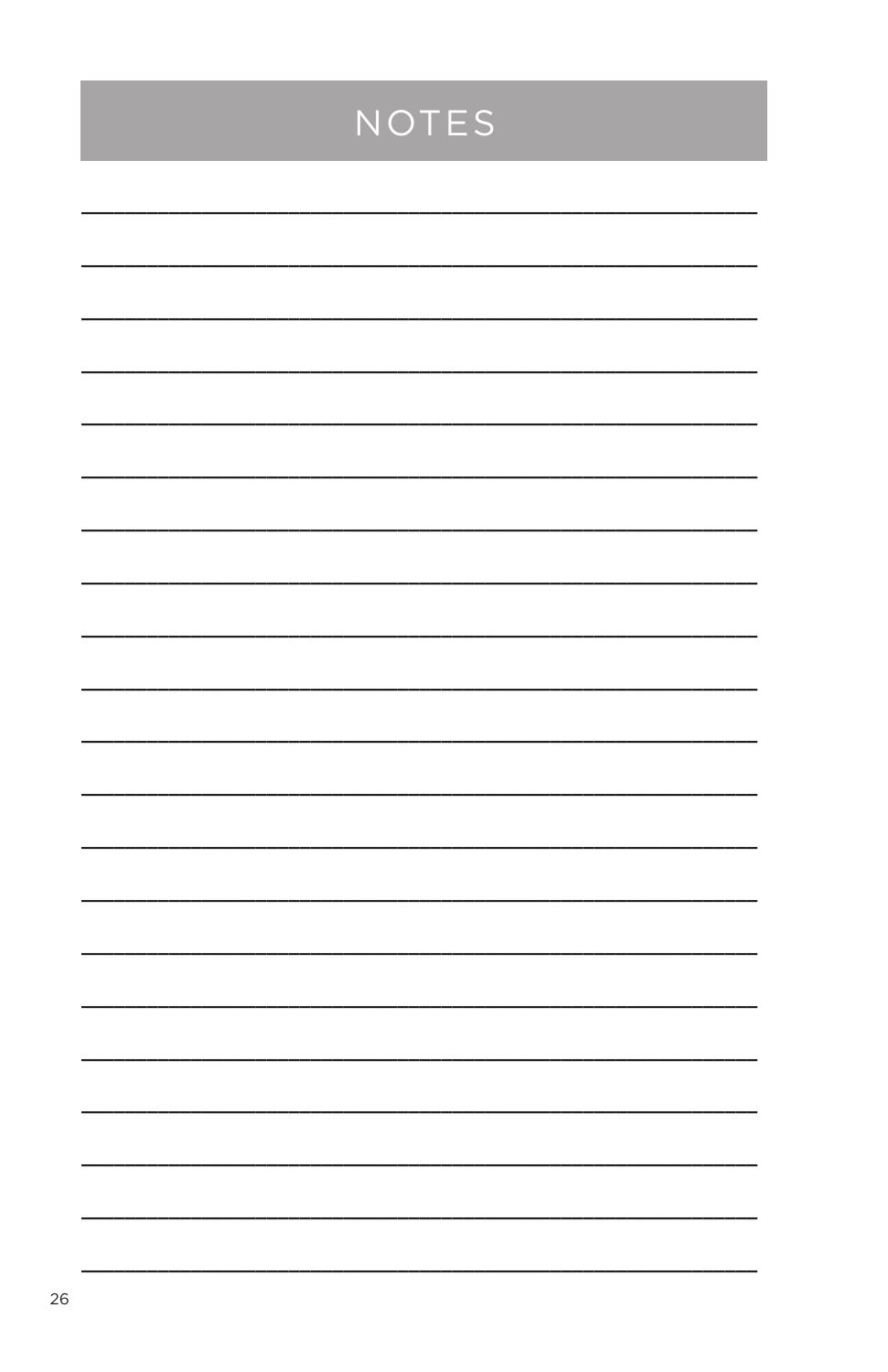# NOTES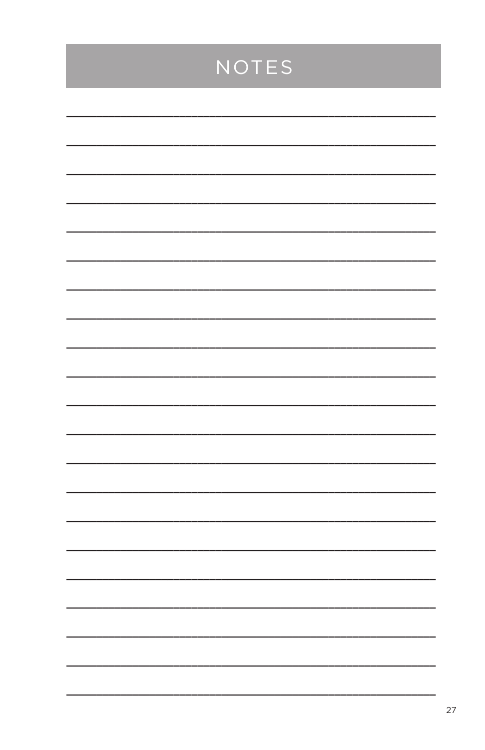# NOTES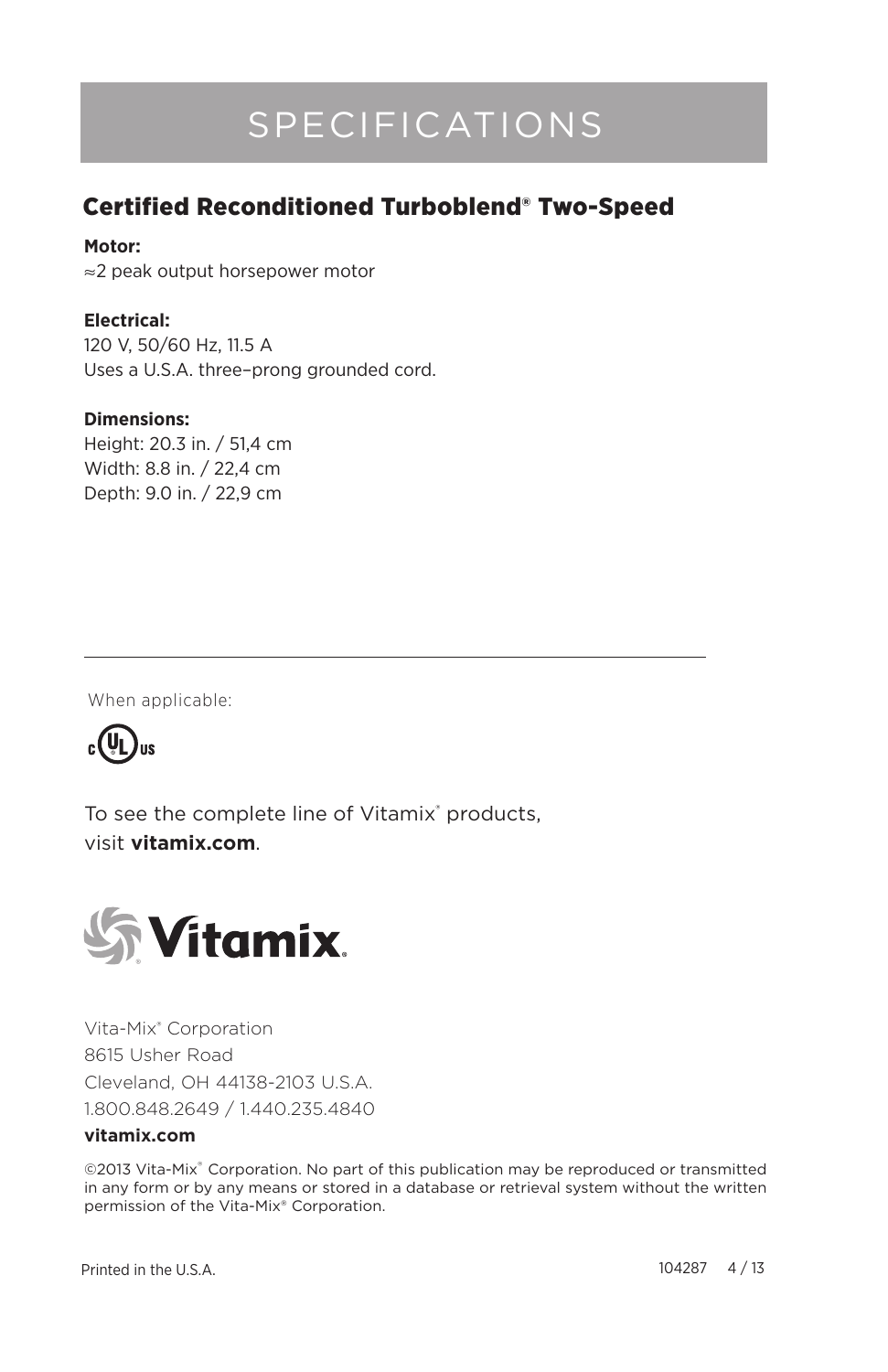# SPECIFICATIONS

## Certified Reconditioned Turboblend® Two-Speed

**Motor:**
≈2 peak output horsepower motor

**Electrical:**
120 V, 50/60 Hz, 11.5 A
Uses a U.S.A. three–prong grounded cord.

**Dimensions:**
Height: 20.3 in. / 51,4 cm
Width: 8.8 in. / 22,4 cm
Depth: 9.0 in. / 22,9 cm

---

When applicable:

c UL us

To see the complete line of Vitamix® products, visit **vitamix.com**.

Vitamix®

Vita-Mix® Corporation
8615 Usher Road
Cleveland, OH 44138-2103 U.S.A.
1.800.848.2649 / 1.440.235.4840
**vitamix.com**

©2013 Vita-Mix® Corporation. No part of this publication may be reproduced or transmitted in any form or by any means or stored in a database or retrieval system without the written permission of the Vita-Mix® Corporation.

Printed in the U.S.A.

104287 4 / 13